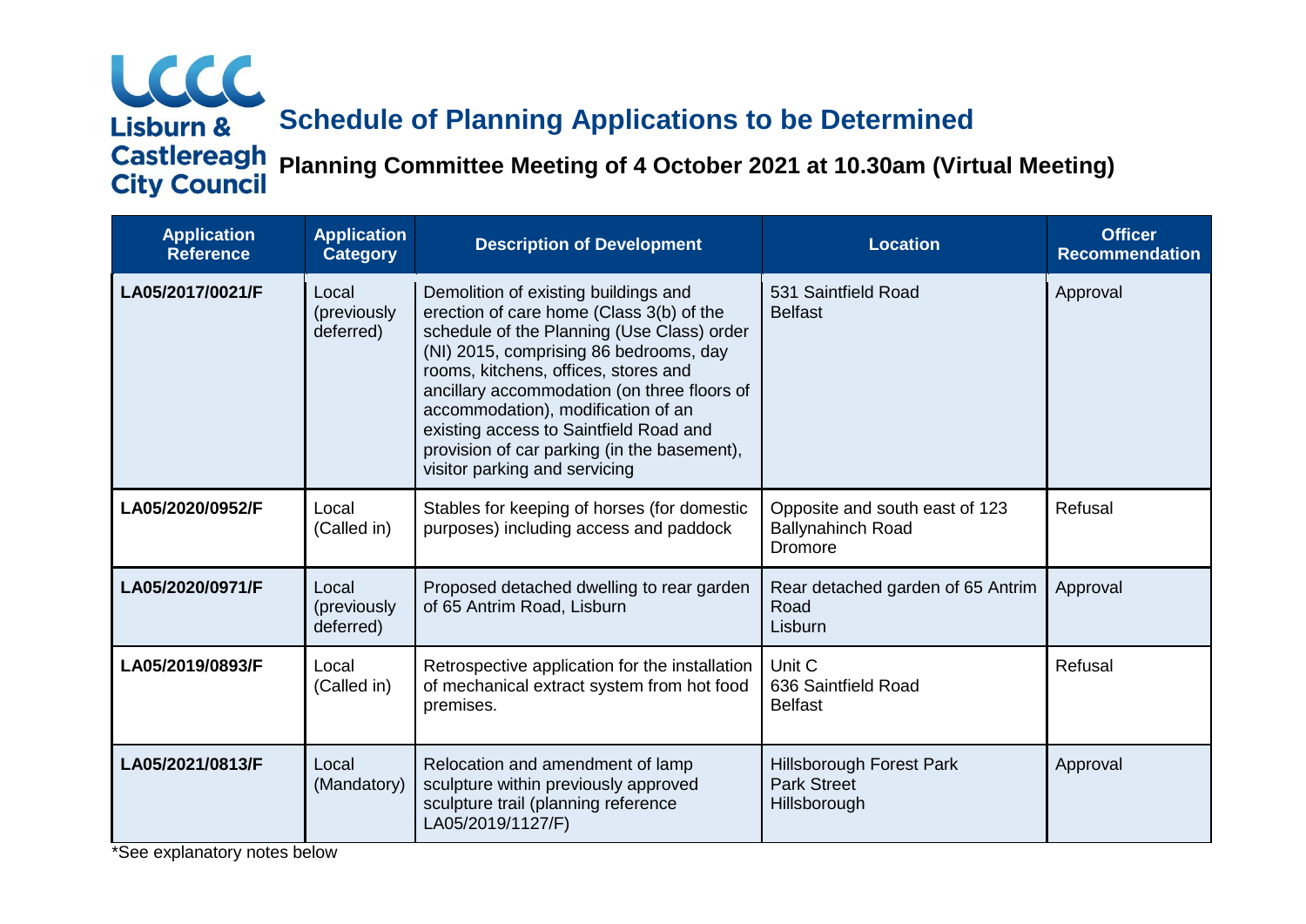Lisburn & Castlereagh City Council

# Schedule of Planning Applications to be Determined

## Planning Committee Meeting of 4 October 2021 at 10.30am (Virtual Meeting)

| Application Reference | Application Category | Description of Development | Location | Officer Recommendation |
|---|---|---|---|---|
| **LA05/2017/0021/F** | Local (previously deferred) | Demolition of existing buildings and erection of care home (Class 3(b) of the schedule of the Planning (Use Class) order (NI) 2015, comprising 86 bedrooms, day rooms, kitchens, offices, stores and ancillary accommodation (on three floors of accommodation), modification of an existing access to Saintfield Road and provision of car parking (in the basement), visitor parking and servicing | 531 Saintfield Road Belfast | Approval |
| **LA05/2020/0952/F** | Local (Called in) | Stables for keeping of horses (for domestic purposes) including access and paddock | Opposite and south east of 123 Ballynahinch Road Dromore | Refusal |
| **LA05/2020/0971/F** | Local (previously deferred) | Proposed detached dwelling to rear garden of 65 Antrim Road, Lisburn | Rear detached garden of 65 Antrim Road Lisburn | Approval |
| **LA05/2019/0893/F** | Local (Called in) | Retrospective application for the installation of mechanical extract system from hot food premises. | Unit C 636 Saintfield Road Belfast | Refusal |
| **LA05/2021/0813/F** | Local (Mandatory) | Relocation and amendment of lamp sculpture within previously approved sculpture trail (planning reference LA05/2019/1127/F) | Hillsborough Forest Park Park Street Hillsborough | Approval |

*See explanatory notes below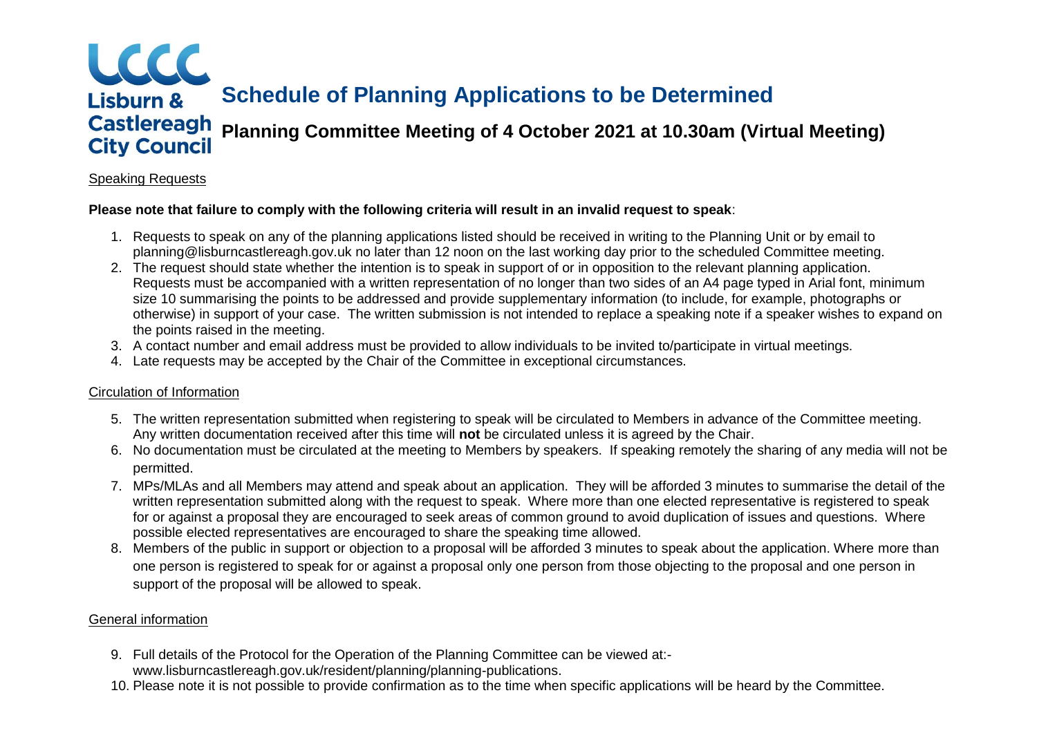# Schedule of Planning Applications to be Determined

## Planning Committee Meeting of 4 October 2021 at 10.30am (Virtual Meeting)

Speaking Requests

**Please note that failure to comply with the following criteria will result in an invalid request to speak**:

1. Requests to speak on any of the planning applications listed should be received in writing to the Planning Unit or by email to planning@lisburncastlereagh.gov.uk no later than 12 noon on the last working day prior to the scheduled Committee meeting.
2. The request should state whether the intention is to speak in support of or in opposition to the relevant planning application. Requests must be accompanied with a written representation of no longer than two sides of an A4 page typed in Arial font, minimum size 10 summarising the points to be addressed and provide supplementary information (to include, for example, photographs or otherwise) in support of your case. The written submission is not intended to replace a speaking note if a speaker wishes to expand on the points raised in the meeting.
3. A contact number and email address must be provided to allow individuals to be invited to/participate in virtual meetings.
4. Late requests may be accepted by the Chair of the Committee in exceptional circumstances.

Circulation of Information

5. The written representation submitted when registering to speak will be circulated to Members in advance of the Committee meeting. Any written documentation received after this time will **not** be circulated unless it is agreed by the Chair.
6. No documentation must be circulated at the meeting to Members by speakers. If speaking remotely the sharing of any media will not be permitted.
7. MPs/MLAs and all Members may attend and speak about an application. They will be afforded 3 minutes to summarise the detail of the written representation submitted along with the request to speak. Where more than one elected representative is registered to speak for or against a proposal they are encouraged to seek areas of common ground to avoid duplication of issues and questions. Where possible elected representatives are encouraged to share the speaking time allowed.
8. Members of the public in support or objection to a proposal will be afforded 3 minutes to speak about the application. Where more than one person is registered to speak for or against a proposal only one person from those objecting to the proposal and one person in support of the proposal will be allowed to speak.

General information

9. Full details of the Protocol for the Operation of the Planning Committee can be viewed at:- www.lisburncastlereagh.gov.uk/resident/planning/planning-publications.
10. Please note it is not possible to provide confirmation as to the time when specific applications will be heard by the Committee.